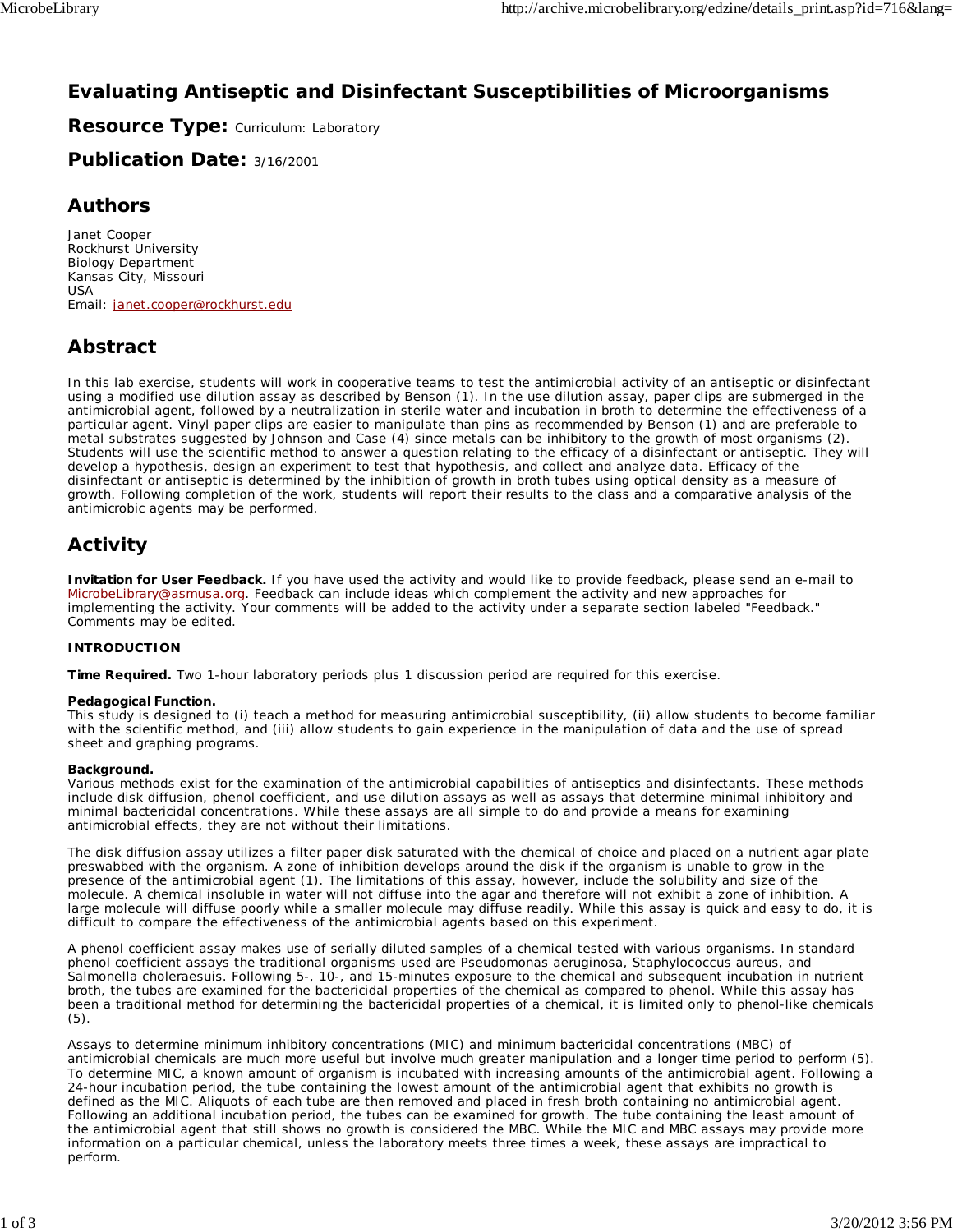# Evaluating Antiseptic and Disinfectant Susceptibilities of Microorganisms

## Resource Type: Curriculum: Laboratory

## Publication Date: 3/16/2001

## Authors

Janet Cooper
Rockhurst University
Biology Department
Kansas City, Missouri
USA
Email: janet.cooper@rockhurst.edu

## Abstract

In this lab exercise, students will work in cooperative teams to test the antimicrobial activity of an antiseptic or disinfectant using a modified use dilution assay as described by Benson (1). In the use dilution assay, paper clips are submerged in the antimicrobial agent, followed by a neutralization in sterile water and incubation in broth to determine the effectiveness of a particular agent. Vinyl paper clips are easier to manipulate than pins as recommended by Benson (1) and are preferable to metal substrates suggested by Johnson and Case (4) since metals can be inhibitory to the growth of most organisms (2). Students will use the scientific method to answer a question relating to the efficacy of a disinfectant or antiseptic. They will develop a hypothesis, design an experiment to test that hypothesis, and collect and analyze data. Efficacy of the disinfectant or antiseptic is determined by the inhibition of growth in broth tubes using optical density as a measure of growth. Following completion of the work, students will report their results to the class and a comparative analysis of the antimicrobic agents may be performed.

## Activity

**Invitation for User Feedback.** If you have used the activity and would like to provide feedback, please send an e-mail to MicrobeLibrary@asmusa.org. Feedback can include ideas which complement the activity and new approaches for implementing the activity. Your comments will be added to the activity under a separate section labeled "Feedback." Comments may be edited.

**INTRODUCTION**

**Time Required.** Two 1-hour laboratory periods plus 1 discussion period are required for this exercise.

**Pedagogical Function.**
This study is designed to (i) teach a method for measuring antimicrobial susceptibility, (ii) allow students to become familiar with the scientific method, and (iii) allow students to gain experience in the manipulation of data and the use of spread sheet and graphing programs.

**Background.**
Various methods exist for the examination of the antimicrobial capabilities of antiseptics and disinfectants. These methods include disk diffusion, phenol coefficient, and use dilution assays as well as assays that determine minimal inhibitory and minimal bactericidal concentrations. While these assays are all simple to do and provide a means for examining antimicrobial effects, they are not without their limitations.

The disk diffusion assay utilizes a filter paper disk saturated with the chemical of choice and placed on a nutrient agar plate preswabbed with the organism. A zone of inhibition develops around the disk if the organism is unable to grow in the presence of the antimicrobial agent (1). The limitations of this assay, however, include the solubility and size of the molecule. A chemical insoluble in water will not diffuse into the agar and therefore will not exhibit a zone of inhibition. A large molecule will diffuse poorly while a smaller molecule may diffuse readily. While this assay is quick and easy to do, it is difficult to compare the effectiveness of the antimicrobial agents based on this experiment.

A phenol coefficient assay makes use of serially diluted samples of a chemical tested with various organisms. In standard phenol coefficient assays the traditional organisms used are Pseudomonas aeruginosa, Staphylococcus aureus, and Salmonella choleraesuis. Following 5-, 10-, and 15-minutes exposure to the chemical and subsequent incubation in nutrient broth, the tubes are examined for the bactericidal properties of the chemical as compared to phenol. While this assay has been a traditional method for determining the bactericidal properties of a chemical, it is limited only to phenol-like chemicals (5).

Assays to determine minimum inhibitory concentrations (MIC) and minimum bactericidal concentrations (MBC) of antimicrobial chemicals are much more useful but involve much greater manipulation and a longer time period to perform (5). To determine MIC, a known amount of organism is incubated with increasing amounts of the antimicrobial agent. Following a 24-hour incubation period, the tube containing the lowest amount of the antimicrobial agent that exhibits no growth is defined as the MIC. Aliquots of each tube are then removed and placed in fresh broth containing no antimicrobial agent. Following an additional incubation period, the tubes can be examined for growth. The tube containing the least amount of the antimicrobial agent that still shows no growth is considered the MBC. While the MIC and MBC assays may provide more information on a particular chemical, unless the laboratory meets three times a week, these assays are impractical to perform.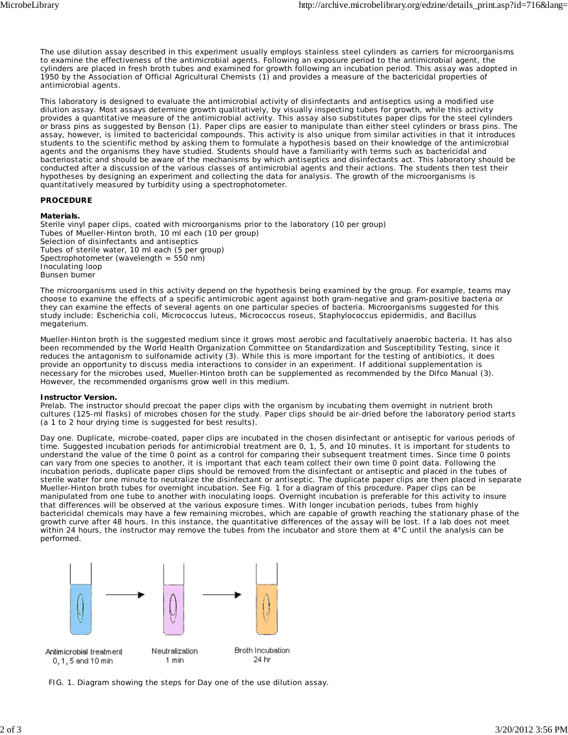The use dilution assay described in this experiment usually employs stainless steel cylinders as carriers for microorganisms to examine the effectiveness of the antimicrobial agents. Following an exposure period to the antimicrobial agent, the cylinders are placed in fresh broth tubes and examined for growth following an incubation period. This assay was adopted in 1950 by the Association of Official Agricultural Chemists (1) and provides a measure of the bactericidal properties of antimicrobial agents.

This laboratory is designed to evaluate the antimicrobial activity of disinfectants and antiseptics using a modified use dilution assay. Most assays determine growth qualitatively, by visually inspecting tubes for growth, while this activity provides a quantitative measure of the antimicrobial activity. This assay also substitutes paper clips for the steel cylinders or brass pins as suggested by Benson (1). Paper clips are easier to manipulate than either steel cylinders or brass pins. The assay, however, is limited to bactericidal compounds. This activity is also unique from similar activities in that it introduces students to the scientific method by asking them to formulate a hypothesis based on their knowledge of the antimicrobial agents and the organisms they have studied. Students should have a familiarity with terms such as bactericidal and bacteriostatic and should be aware of the mechanisms by which antiseptics and disinfectants act. This laboratory should be conducted after a discussion of the various classes of antimicrobial agents and their actions. The students then test their hypotheses by designing an experiment and collecting the data for analysis. The growth of the microorganisms is quantitatively measured by turbidity using a spectrophotometer.

**PROCEDURE**

**Materials.**
Sterile vinyl paper clips, coated with microorganisms prior to the laboratory (10 per group)
Tubes of Mueller-Hinton broth, 10 ml each (10 per group)
Selection of disinfectants and antiseptics
Tubes of sterile water, 10 ml each (5 per group)
Spectrophotometer (wavelength = 550 nm)
Inoculating loop
Bunsen burner

The microorganisms used in this activity depend on the hypothesis being examined by the group. For example, teams may choose to examine the effects of a specific antimicrobic agent against both gram-negative and gram-positive bacteria or they can examine the effects of several agents on one particular species of bacteria. Microorganisms suggested for this study include: Escherichia coli, Micrococcus luteus, Micrococcus roseus, Staphylococcus epidermidis, and Bacillus megaterium.

Mueller-Hinton broth is the suggested medium since it grows most aerobic and facultatively anaerobic bacteria. It has also been recommended by the World Health Organization Committee on Standardization and Susceptibility Testing, since it reduces the antagonism to sulfonamide activity (3). While this is more important for the testing of antibiotics, it does provide an opportunity to discuss media interactions to consider in an experiment. If additional supplementation is necessary for the microbes used, Mueller-Hinton broth can be supplemented as recommended by the Difco Manual (3). However, the recommended organisms grow well in this medium.

**Instructor Version.**
Prelab. The instructor should precoat the paper clips with the organism by incubating them overnight in nutrient broth cultures (125-ml flasks) of microbes chosen for the study. Paper clips should be air-dried before the laboratory period starts (a 1 to 2 hour drying time is suggested for best results).

Day one. Duplicate, microbe-coated, paper clips are incubated in the chosen disinfectant or antiseptic for various periods of time. Suggested incubation periods for antimicrobial treatment are 0, 1, 5, and 10 minutes. It is important for students to understand the value of the time 0 point as a control for comparing their subsequent treatment times. Since time 0 points can vary from one species to another, it is important that each team collect their own time 0 point data. Following the incubation periods, duplicate paper clips should be removed from the disinfectant or antiseptic and placed in the tubes of sterile water for one minute to neutralize the disinfectant or antiseptic. The duplicate paper clips are then placed in separate Mueller-Hinton broth tubes for overnight incubation. See Fig. 1 for a diagram of this procedure. Paper clips can be manipulated from one tube to another with inoculating loops. Overnight incubation is preferable for this activity to insure that differences will be observed at the various exposure times. With longer incubation periods, tubes from highly bactericidal chemicals may have a few remaining microbes, which are capable of growth reaching the stationary phase of the growth curve after 48 hours. In this instance, the quantitative differences of the assay will be lost. If a lab does not meet within 24 hours, the instructor may remove the tubes from the incubator and store them at 4°C until the analysis can be performed.

Antimicrobial treatment 0, 1, 5 and 10 min → Neutralization 1 min → Broth Incubation 24 hr

FIG. 1. Diagram showing the steps for Day one of the use dilution assay.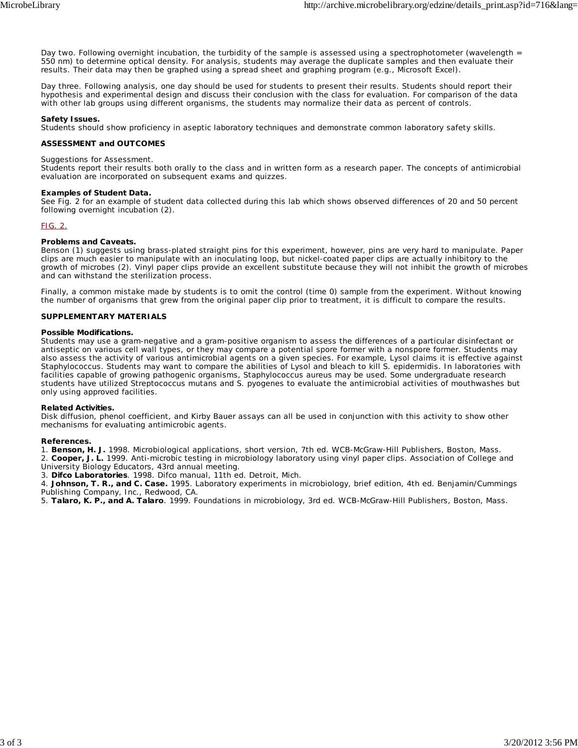Day two. Following overnight incubation, the turbidity of the sample is assessed using a spectrophotometer (wavelength = 550 nm) to determine optical density. For analysis, students may average the duplicate samples and then evaluate their results. Their data may then be graphed using a spread sheet and graphing program (e.g., Microsoft Excel).

Day three. Following analysis, one day should be used for students to present their results. Students should report their hypothesis and experimental design and discuss their conclusion with the class for evaluation. For comparison of the data with other lab groups using different organisms, the students may normalize their data as percent of controls.

**Safety Issues.**
Students should show proficiency in aseptic laboratory techniques and demonstrate common laboratory safety skills.

**ASSESSMENT and OUTCOMES**

Suggestions for Assessment.
Students report their results both orally to the class and in written form as a research paper. The concepts of antimicrobial evaluation are incorporated on subsequent exams and quizzes.

**Examples of Student Data.**
See Fig. 2 for an example of student data collected during this lab which shows observed differences of 20 and 50 percent following overnight incubation (2).

FIG. 2.

**Problems and Caveats.**
Benson (1) suggests using brass-plated straight pins for this experiment, however, pins are very hard to manipulate. Paper clips are much easier to manipulate with an inoculating loop, but nickel-coated paper clips are actually inhibitory to the growth of microbes (2). Vinyl paper clips provide an excellent substitute because they will not inhibit the growth of microbes and can withstand the sterilization process.

Finally, a common mistake made by students is to omit the control (time 0) sample from the experiment. Without knowing the number of organisms that grew from the original paper clip prior to treatment, it is difficult to compare the results.

**SUPPLEMENTARY MATERIALS**

**Possible Modifications.**
Students may use a gram-negative and a gram-positive organism to assess the differences of a particular disinfectant or antiseptic on various cell wall types, or they may compare a potential spore former with a nonspore former. Students may also assess the activity of various antimicrobial agents on a given species. For example, Lysol claims it is effective against Staphylococcus. Students may want to compare the abilities of Lysol and bleach to kill S. epidermidis. In laboratories with facilities capable of growing pathogenic organisms, Staphylococcus aureus may be used. Some undergraduate research students have utilized Streptococcus mutans and S. pyogenes to evaluate the antimicrobial activities of mouthwashes but only using approved facilities.

**Related Activities.**
Disk diffusion, phenol coefficient, and Kirby Bauer assays can all be used in conjunction with this activity to show other mechanisms for evaluating antimicrobic agents.

**References.**

1. **Benson, H. J.** 1998. Microbiological applications, short version, 7th ed. WCB-McGraw-Hill Publishers, Boston, Mass.
2. **Cooper, J. L.** 1999. Anti-microbic testing in microbiology laboratory using vinyl paper clips. Association of College and University Biology Educators, 43rd annual meeting.
3. **Difco Laboratories**. 1998. Difco manual, 11th ed. Detroit, Mich.
4. **Johnson, T. R., and C. Case.** 1995. Laboratory experiments in microbiology, brief edition, 4th ed. Benjamin/Cummings Publishing Company, Inc., Redwood, CA.
5. **Talaro, K. P., and A. Talaro**. 1999. Foundations in microbiology, 3rd ed. WCB-McGraw-Hill Publishers, Boston, Mass.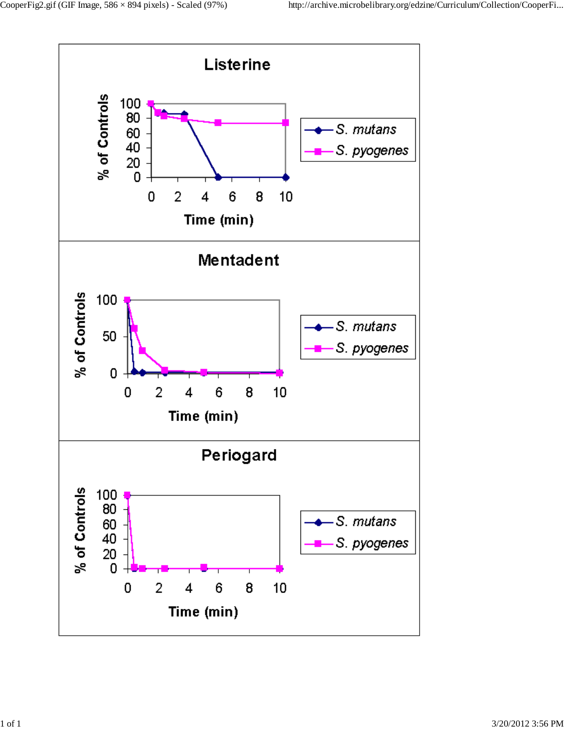Listerine

% of Controls

100
80
60
40
20
0

0 2 4 6 8 10

Time (min)

*S. mutans*
*S. pyogenes*

Mentadent

% of Controls

100
50
0

0 2 4 6 8 10

Time (min)

*S. mutans*
*S. pyogenes*

Periogard

% of Controls

100
80
60
40
20
0

0 2 4 6 8 10

Time (min)

*S. mutans*
*S. pyogenes*